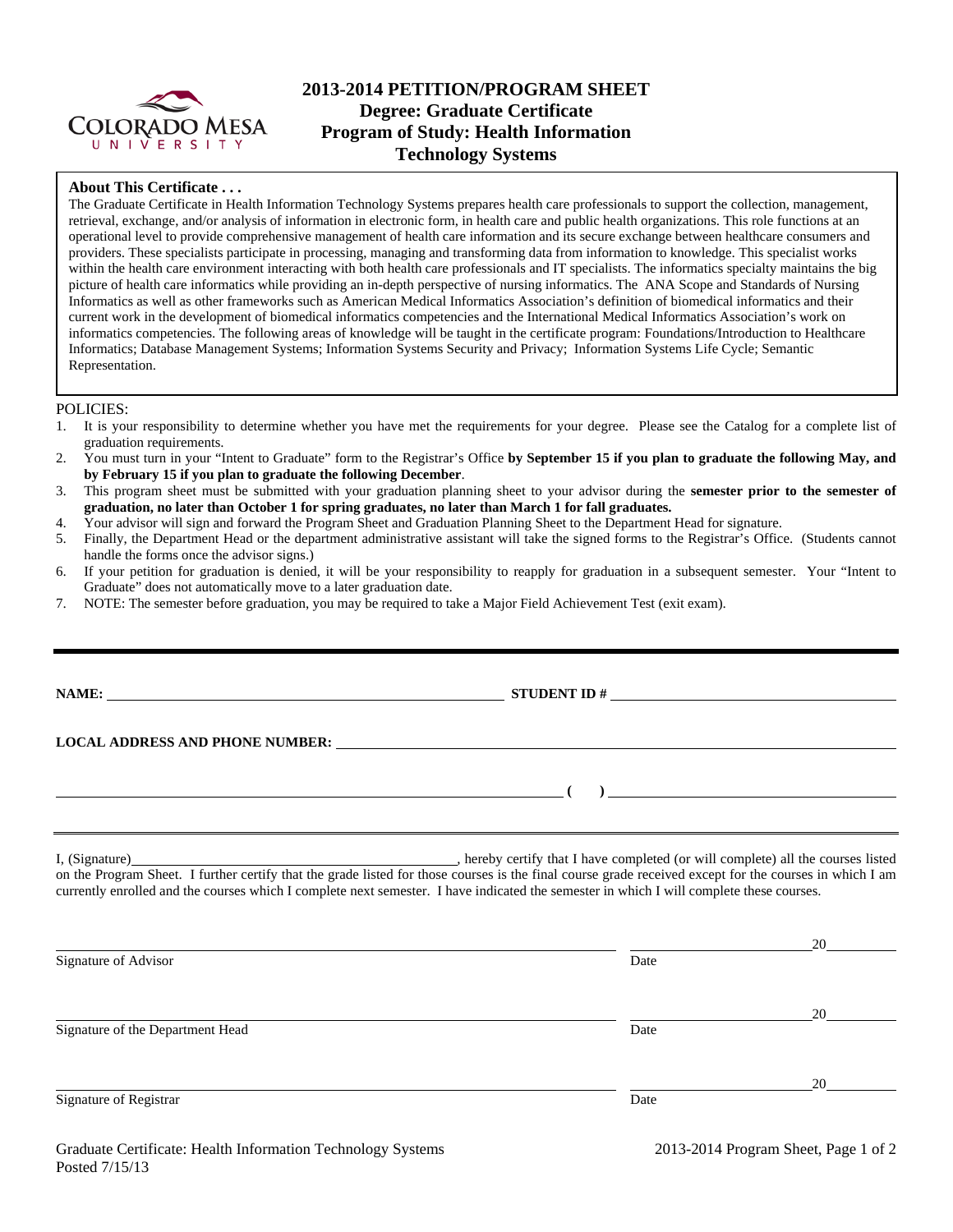# 2013-2014 PETITION/PROGRAM SHEET
## Degree: Graduate Certificate
## Program of Study: Health Information Technology Systems

**About This Certificate . . .**

The Graduate Certificate in Health Information Technology Systems prepares health care professionals to support the collection, management, retrieval, exchange, and/or analysis of information in electronic form, in health care and public health organizations. This role functions at an operational level to provide comprehensive management of health care information and its secure exchange between healthcare consumers and providers. These specialists participate in processing, managing and transforming data from information to knowledge. This specialist works within the health care environment interacting with both health care professionals and IT specialists. The informatics specialty maintains the big picture of health care informatics while providing an in-depth perspective of nursing informatics. The ANA Scope and Standards of Nursing Informatics as well as other frameworks such as American Medical Informatics Association's definition of biomedical informatics and their current work in the development of biomedical informatics competencies and the International Medical Informatics Association's work on informatics competencies. The following areas of knowledge will be taught in the certificate program: Foundations/Introduction to Healthcare Informatics; Database Management Systems; Information Systems Security and Privacy; Information Systems Life Cycle; Semantic Representation.

POLICIES:

1. It is your responsibility to determine whether you have met the requirements for your degree. Please see the Catalog for a complete list of graduation requirements.
2. You must turn in your "Intent to Graduate" form to the Registrar's Office **by September 15 if you plan to graduate the following May, and by February 15 if you plan to graduate the following December**.
3. This program sheet must be submitted with your graduation planning sheet to your advisor during the **semester prior to the semester of graduation, no later than October 1 for spring graduates, no later than March 1 for fall graduates.**
4. Your advisor will sign and forward the Program Sheet and Graduation Planning Sheet to the Department Head for signature.
5. Finally, the Department Head or the department administrative assistant will take the signed forms to the Registrar's Office. (Students cannot handle the forms once the advisor signs.)
6. If your petition for graduation is denied, it will be your responsibility to reapply for graduation in a subsequent semester. Your "Intent to Graduate" does not automatically move to a later graduation date.
7. NOTE: The semester before graduation, you may be required to take a Major Field Achievement Test (exit exam).

---

**NAME:** ______________________________ **STUDENT ID #** ______________________

**LOCAL ADDRESS AND PHONE NUMBER:** ______________________________________

______________________________________ **( )** ______________________

I, (Signature)______________________________, hereby certify that I have completed (or will complete) all the courses listed on the Program Sheet. I further certify that the grade listed for those courses is the final course grade received except for the courses in which I am currently enrolled and the courses which I complete next semester. I have indicated the semester in which I will complete these courses.

______________________________________ ______________ 20______
Signature of Advisor Date

______________________________________ ______________ 20______
Signature of the Department Head Date

______________________________________ ______________ 20______
Signature of Registrar Date

Graduate Certificate: Health Information Technology Systems
Posted 7/15/13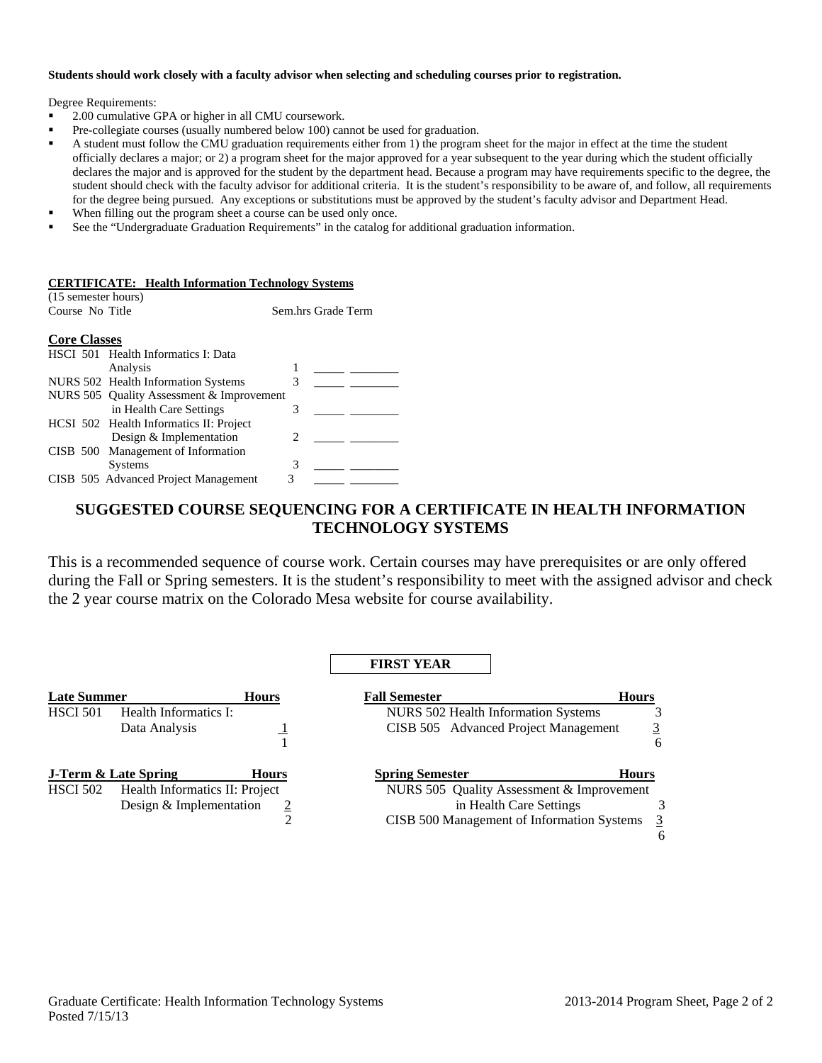**Students should work closely with a faculty advisor when selecting and scheduling courses prior to registration.**

Degree Requirements:

- 2.00 cumulative GPA or higher in all CMU coursework.
- Pre-collegiate courses (usually numbered below 100) cannot be used for graduation.
- A student must follow the CMU graduation requirements either from 1) the program sheet for the major in effect at the time the student officially declares a major; or 2) a program sheet for the major approved for a year subsequent to the year during which the student officially declares the major and is approved for the student by the department head. Because a program may have requirements specific to the degree, the student should check with the faculty advisor for additional criteria. It is the student's responsibility to be aware of, and follow, all requirements for the degree being pursued. Any exceptions or substitutions must be approved by the student's faculty advisor and Department Head.
- When filling out the program sheet a course can be used only once.
- See the "Undergraduate Graduation Requirements" in the catalog for additional graduation information.

**CERTIFICATE: Health Information Technology Systems**

(15 semester hours)

**Core Classes**

| Course No | Title | Sem.hrs | Grade | Term |
|---|---|---|---|---|
| HSCI 501 | Health Informatics I: Data Analysis | 1 | _____ | ________ |
| NURS 502 | Health Information Systems | 3 | _____ | ________ |
| NURS 505 | Quality Assessment & Improvement in Health Care Settings | 3 | _____ | ________ |
| HCSI 502 | Health Informatics II: Project Design & Implementation | 2 | _____ | ________ |
| CISB 500 | Management of Information Systems | 3 | _____ | ________ |
| CISB 505 | Advanced Project Management | 3 | _____ | ________ |

## SUGGESTED COURSE SEQUENCING FOR A CERTIFICATE IN HEALTH INFORMATION TECHNOLOGY SYSTEMS

This is a recommended sequence of course work. Certain courses may have prerequisites or are only offered during the Fall or Spring semesters. It is the student's responsibility to meet with the assigned advisor and check the 2 year course matrix on the Colorado Mesa website for course availability.

**FIRST YEAR**

| Late Summer | | Hours |
|---|---|---|
| HSCI 501 | Health Informatics I: Data Analysis | 1 |
| | | 1 |

| Fall Semester | | Hours |
|---|---|---|
| NURS 502 | Health Information Systems | 3 |
| CISB 505 | Advanced Project Management | 3 |
| | | 6 |

| J-Term & Late Spring | | Hours |
|---|---|---|
| HSCI 502 | Health Informatics II: Project Design & Implementation | 2 |
| | | 2 |

| Spring Semester | | Hours |
|---|---|---|
| NURS 505 | Quality Assessment & Improvement in Health Care Settings | 3 |
| CISB 500 | Management of Information Systems | 3 |
| | | 6 |

Graduate Certificate: Health Information Technology Systems
Posted 7/15/13